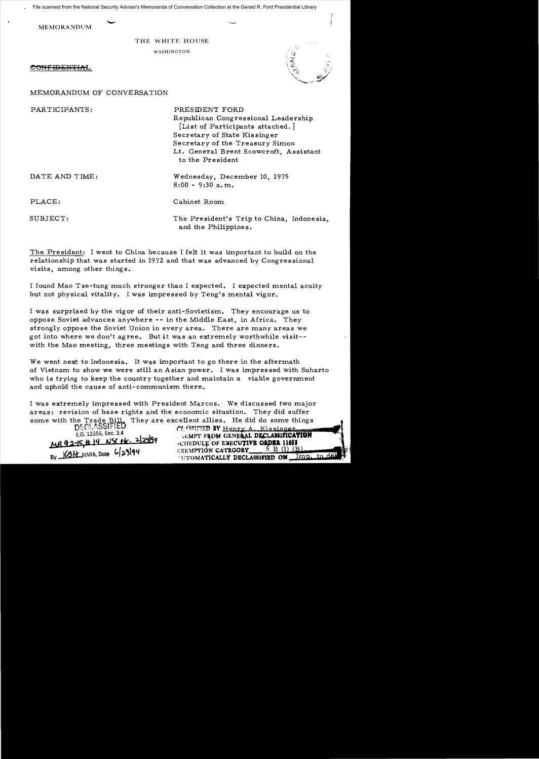File scanned from the National Security Adviser's Memoranda of Conversation Collection at the Gerald R. Ford Presidential Library

MEMORANDUM

THE WHITE HOUSE

WASHINGTON

~~CONFIDENTIAL~~

MEMORANDUM OF CONVERSATION

PARTICIPANTS: PRESIDENT FORD
Republican Congressional Leadership
[List of Participants attached.]
Secretary of State Kissinger
Secretary of the Treasury Simon
Lt. General Brent Scowcroft, Assistant to the President

DATE AND TIME: Wednesday, December 10, 1975
8:00 - 9:30 a.m.

PLACE: Cabinet Room

SUBJECT: The President's Trip to China, Indonesia, and the Philippines.

The President: I went to China because I felt it was important to build on the relationship that was started in 1972 and that was advanced by Congressional visits, among other things.

I found Mao Tse-tung much stronger than I expected. I expected mental acuity but not physical vitality. I was impressed by Teng's mental vigor.

I was surprised by the vigor of their anti-Sovietism. They encourage us to oppose Soviet advances anywhere -- in the Middle East, in Africa. They strongly oppose the Soviet Union in every area. There are many areas we got into where we don't agree. But it was an extremely worthwhile visit-- with the Mao meeting, three meetings with Teng and three dinners.

We went next to Indonesia. It was important to go there in the aftermath of Vietnam to show we were still an Asian power. I was impressed with Suharto who is trying to keep the country together and maintain a viable government and uphold the cause of anti-communism there.

I was extremely impressed with President Marcos. We discussed two major areas: revision of base rights and the economic situation. They did suffer some with the Trade Bill. They are excellent allies. He did do some things

DECLASSIFIED
E.O. 12356, Sec. 3.4
MR 92-15, # 14 NSC ltr. 2/24/94
By KBH NARA, Date 6/23/94

CLASSIFIED BY Henry A. Kissinger
EXEMPT FROM GENERAL DECLASSIFICATION SCHEDULE OF EXECUTIVE ORDER 11652
EXEMPTION CATEGORY 5 B (1) (B)
AUTOMATICALLY DECLASSIFIED ON Imp. to det.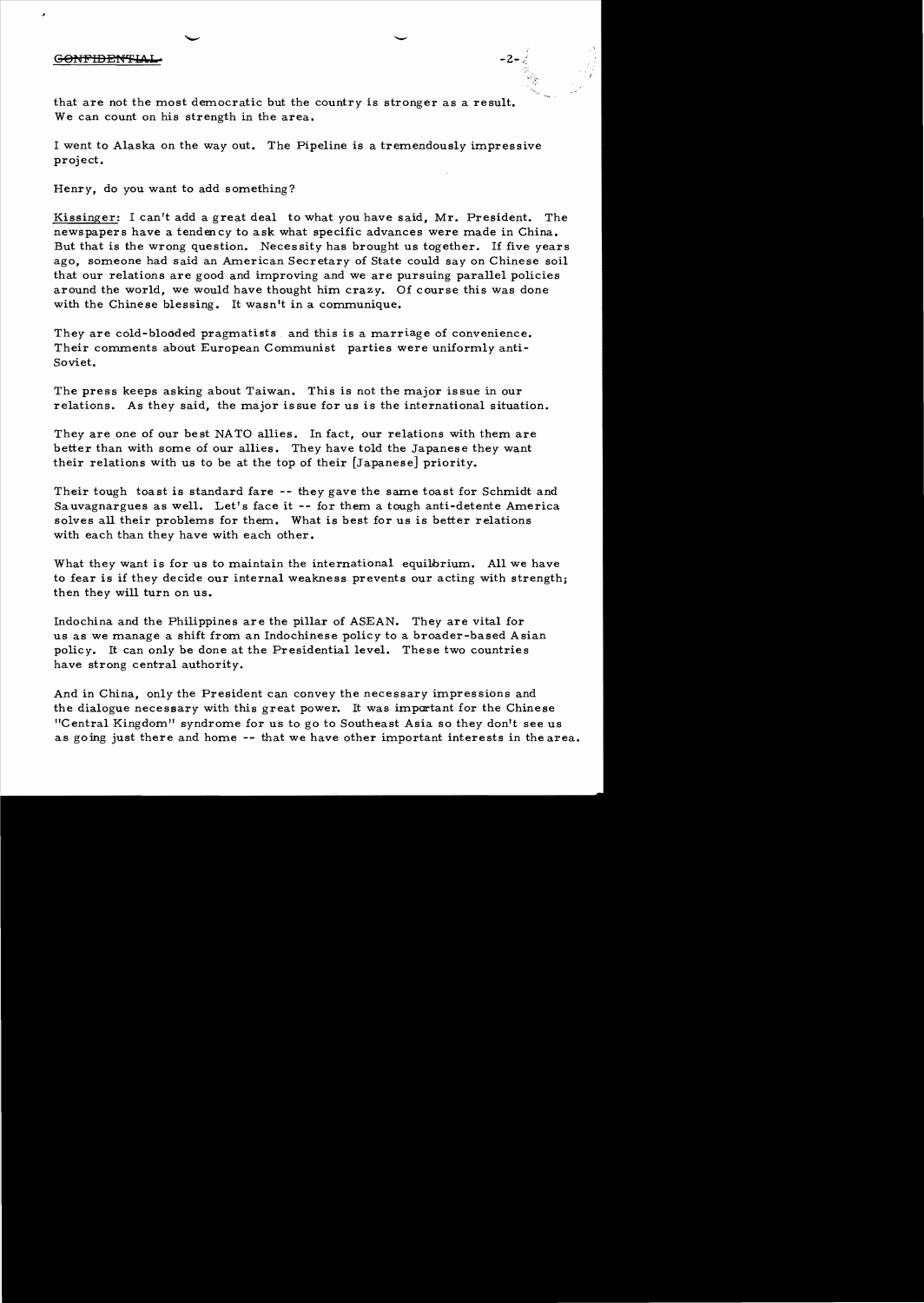that are not the most democratic but the country is stronger as a result. We can count on his strength in the area.

I went to Alaska on the way out. The Pipeline is a tremendously impressive project.

Henry, do you want to add something?

Kissinger: I can't add a great deal to what you have said, Mr. President. The newspapers have a tendency to ask what specific advances were made in China. But that is the wrong question. Necessity has brought us together. If five years ago, someone had said an American Secretary of State could say on Chinese soil that our relations are good and improving and we are pursuing parallel policies around the world, we would have thought him crazy. Of course this was done with the Chinese blessing. It wasn't in a communique.

They are cold-blooded pragmatists and this is a marriage of convenience. Their comments about European Communist parties were uniformly anti-Soviet.

The press keeps asking about Taiwan. This is not the major issue in our relations. As they said, the major issue for us is the international situation.

They are one of our best NATO allies. In fact, our relations with them are better than with some of our allies. They have told the Japanese they want their relations with us to be at the top of their [Japanese] priority.

Their tough toast is standard fare -- they gave the same toast for Schmidt and Sauvagnargues as well. Let's face it -- for them a tough anti-detente America solves all their problems for them. What is best for us is better relations with each than they have with each other.

What they want is for us to maintain the international equilibrium. All we have to fear is if they decide our internal weakness prevents our acting with strength; then they will turn on us.

Indochina and the Philippines are the pillar of ASEAN. They are vital for us as we manage a shift from an Indochinese policy to a broader-based Asian policy. It can only be done at the Presidential level. These two countries have strong central authority.

And in China, only the President can convey the necessary impressions and the dialogue necessary with this great power. It was important for the Chinese "Central Kingdom" syndrome for us to go to Southeast Asia so they don't see us as going just there and home -- that we have other important interests in the area.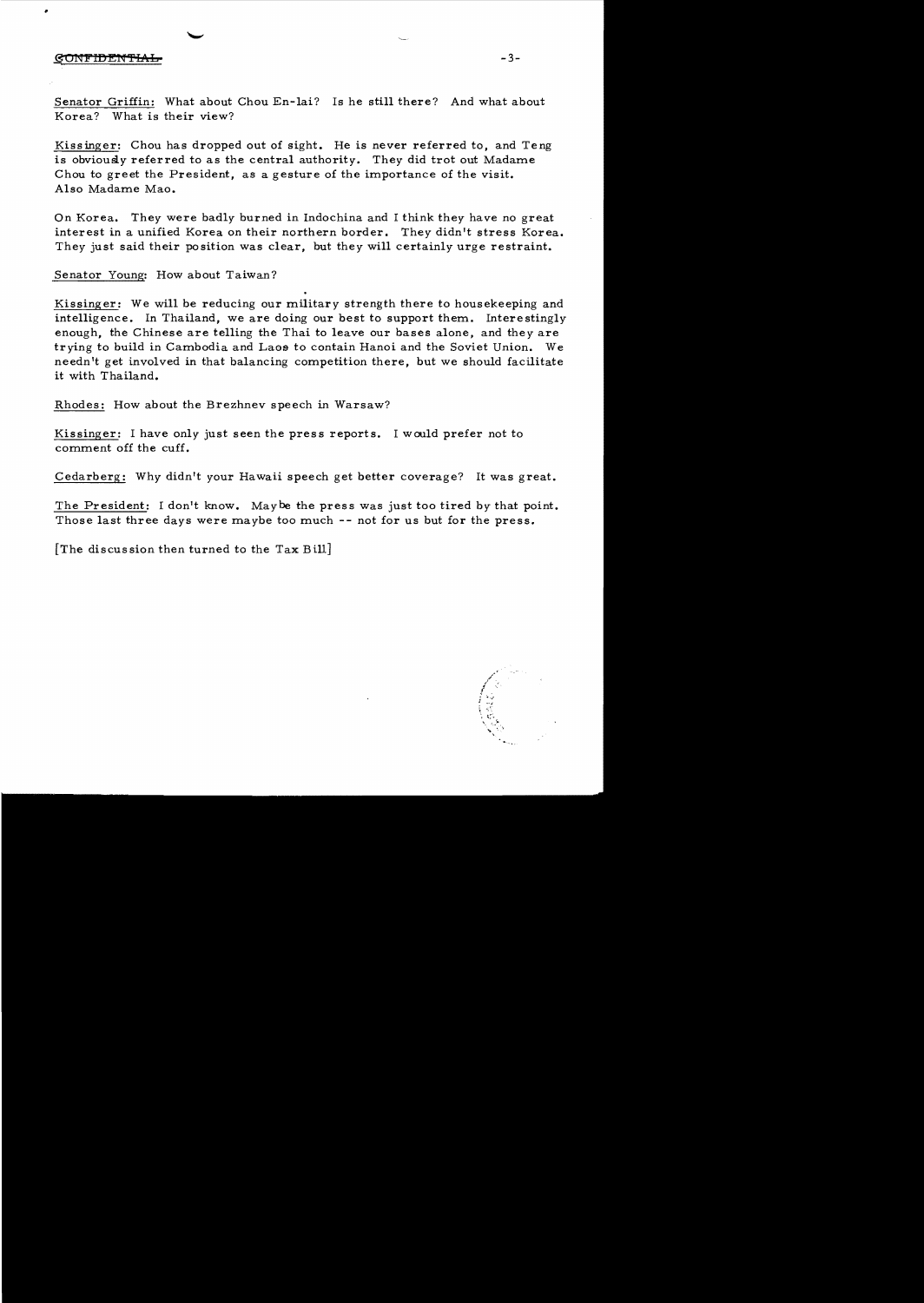CONFIDENTIAL

Senator Griffin: What about Chou En-lai? Is he still there? And what about Korea? What is their view?

Kissinger: Chou has dropped out of sight. He is never referred to, and Teng is obviously referred to as the central authority. They did trot out Madame Chou to greet the President, as a gesture of the importance of the visit. Also Madame Mao.

On Korea. They were badly burned in Indochina and I think they have no great interest in a unified Korea on their northern border. They didn't stress Korea. They just said their position was clear, but they will certainly urge restraint.

Senator Young: How about Taiwan?

Kissinger: We will be reducing our military strength there to housekeeping and intelligence. In Thailand, we are doing our best to support them. Interestingly enough, the Chinese are telling the Thai to leave our bases alone, and they are trying to build in Cambodia and Laos to contain Hanoi and the Soviet Union. We needn't get involved in that balancing competition there, but we should facilitate it with Thailand.

Rhodes: How about the Brezhnev speech in Warsaw?

Kissinger: I have only just seen the press reports. I would prefer not to comment off the cuff.

Cedarberg: Why didn't your Hawaii speech get better coverage? It was great.

The President: I don't know. Maybe the press was just too tired by that point. Those last three days were maybe too much -- not for us but for the press.

[The discussion then turned to the Tax Bill]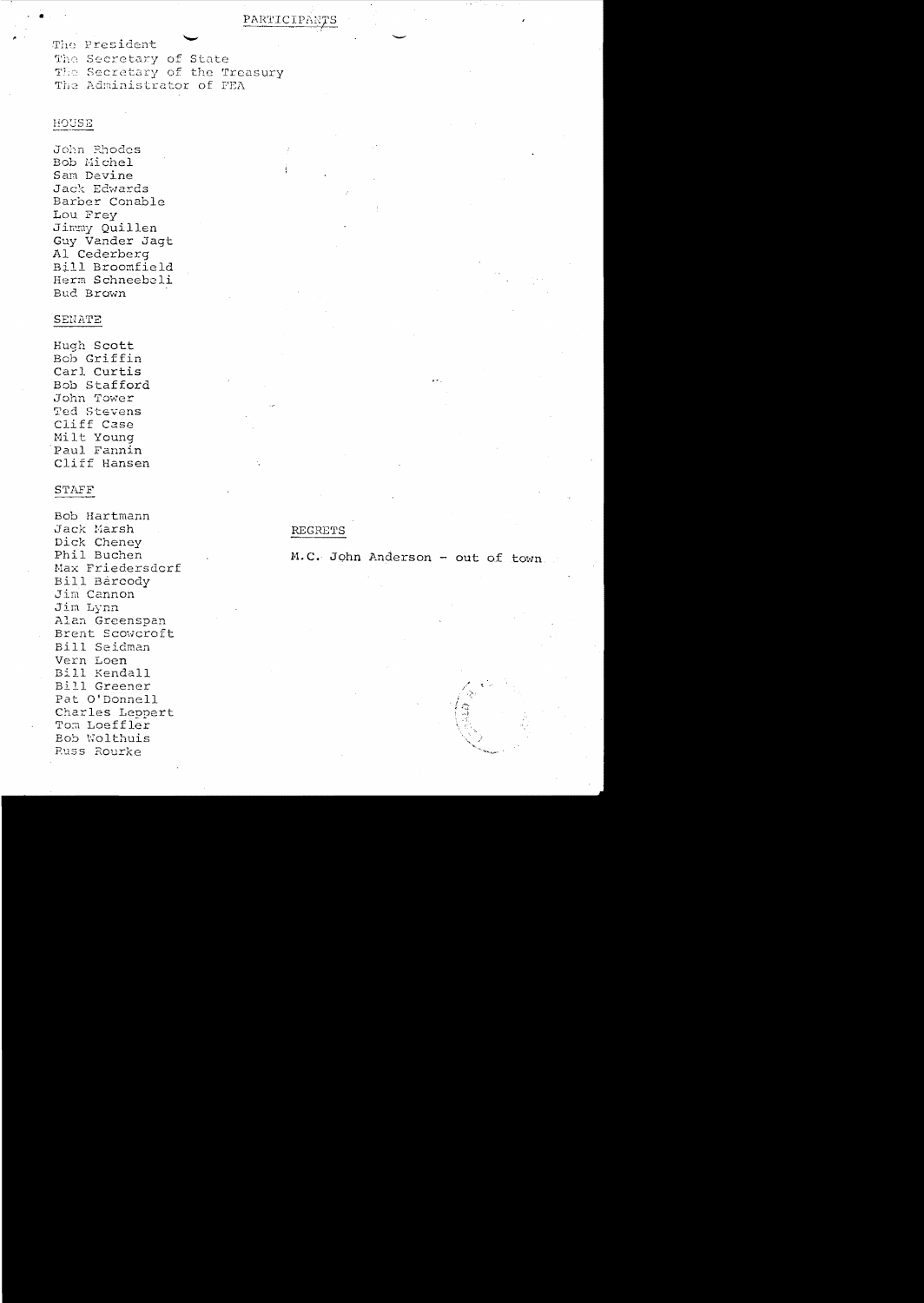# PARTICIPANTS

The President
The Secretary of State
The Secretary of the Treasury
The Administrator of FEA

## HOUSE

John Rhodes
Bob Michel
Sam Devine
Jack Edwards
Barber Conable
Lou Frey
Jimmy Quillen
Guy Vander Jagt
Al Cederberg
Bill Broomfield
Herm Schneebeli
Bud Brown

## SENATE

Hugh Scott
Bob Griffin
Carl Curtis
Bob Stafford
John Tower
Ted Stevens
Cliff Case
Milt Young
Paul Fannin
Cliff Hansen

## STAFF

Bob Hartmann
Jack Marsh
Dick Cheney
Phil Buchen
Max Friedersdorf
Bill Baroody
Jim Cannon
Jim Lynn
Alan Greenspan
Brent Scowcroft
Bill Seidman
Vern Loen
Bill Kendall
Bill Greener
Pat O'Donnell
Charles Leppert
Tom Loeffler
Bob Wolthuis
Russ Rourke

## REGRETS

M.C. John Anderson - out of town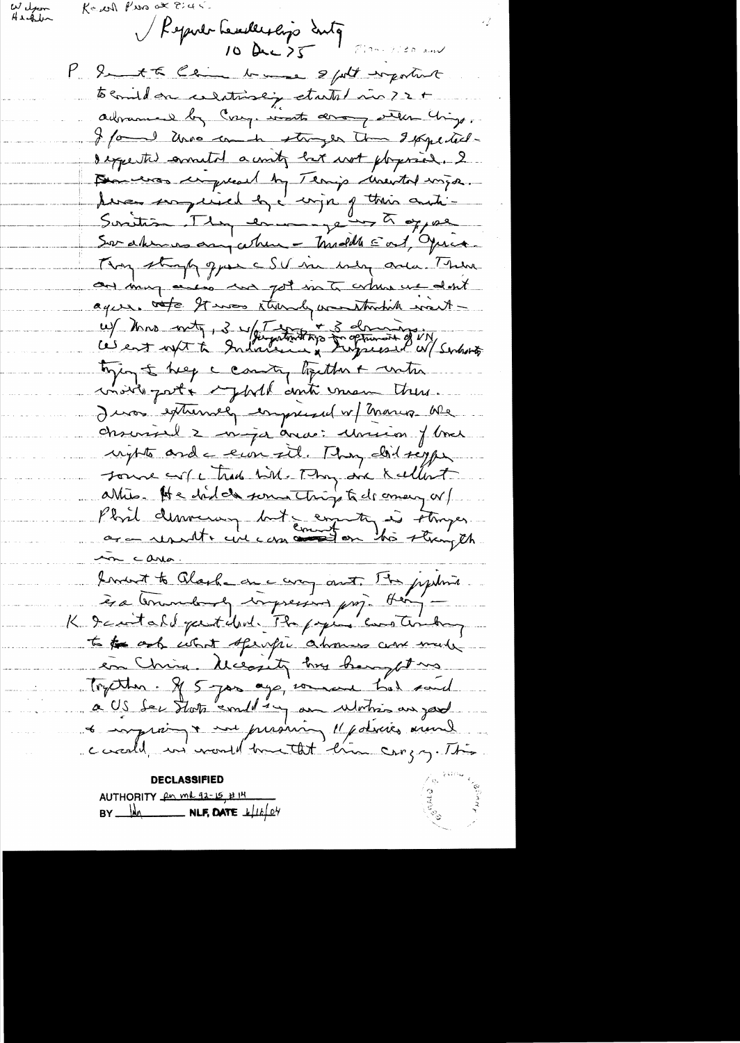W Japan
H.Habib

K - will Pres at 8:45

✓ Report Leadership Mtg
10 Dec 75

7:30 - 8:50 am

P. I went to China because I felt important to build on relationship started in 72 + advanced by Cong. visits among other things. I found them much stronger than I expected - I expected animated activity but not physical. I was impressed by Teng's mental vigor. I was surprised by the vigor of their anti-Soviet. They encourage us to oppose Sov advances anywhere - Middle East, Africa. They strongly oppose the SU in every area. There are many areas we got into where we don't agree. ~~etc~~ It was strongly and thorough visit - w/ Mao only, 3 w/ Teng + 3 dinners. [Very optimistic of VN]
Went next to Indonesia + impressed w/ Suharto trying to keep the country together + unite world parts + uphold anti-commun there.

I was extremely impressed w/ Marcos. We discussed 2 major areas: revision of base rights and economic sit. They did supper some w/ the trade bill. They are excellent allies. He did do some things to dis encourage w/ Phil democracy but the country is stronger as a result + we can count on his strength in area.

Kissinger to Clark on the way out. The pipeline is a tremendously impressive proj. Any - K I can't add great deal. The papers can't today to ask what specific advances were made in China. Necessity has brought us together. If 5 years ago, someone had said a US Sec State would say our relations are good + improving + are pursuing ll policies around world, we would think him crazy. This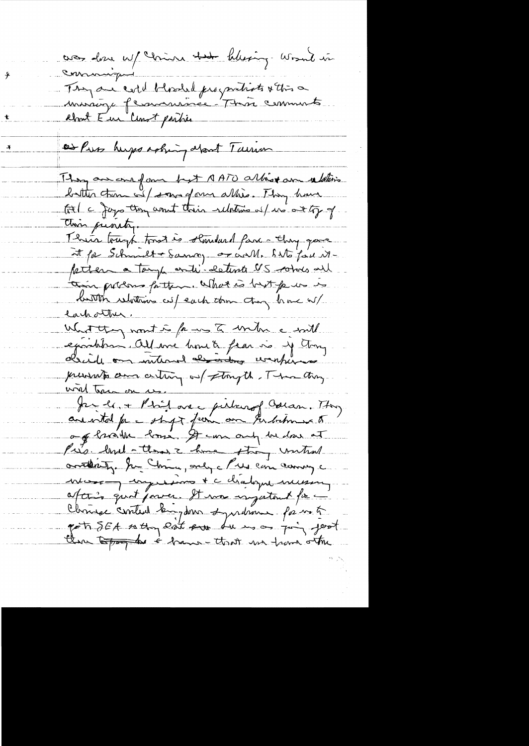was done w/ China but blessing. Word in communiqué

+ They are cold blooded pragmatists & this a missing of circumstance. Their comments about Eur Conf parties

+ on Pres hopes nothing about Taiwan

They are our form but NATO allies & are relations better than w/ some of our allies. They have told c Japs they want their relations w/ us at top of their priority.

Their tough test is standard fare - they gave it for Schmidt & Sanny, or all. Lots feel it better a tough anti-detente US rather all their problems pattern. What is best for us is better relations w/ each than they have w/ each other.

What they want is for us to work a mil equilibrium. All we have to fear is if they decide our internal disorders weakness prevents our acting w/ strength. Then they will turn on us.

For us, + Phil are a picture of Asian. They are vital for a shift from our probationary to a [?] more. It can only be done at Pres. level - there's a strong mutual authority. For China, only a Pres can convey a necessary impression + c dialogue necessary after the quiet power. It was important for Chinese Central Kingdom syndrome for us to go to SEA so they [?] see us as going [?] them [?] - that we have other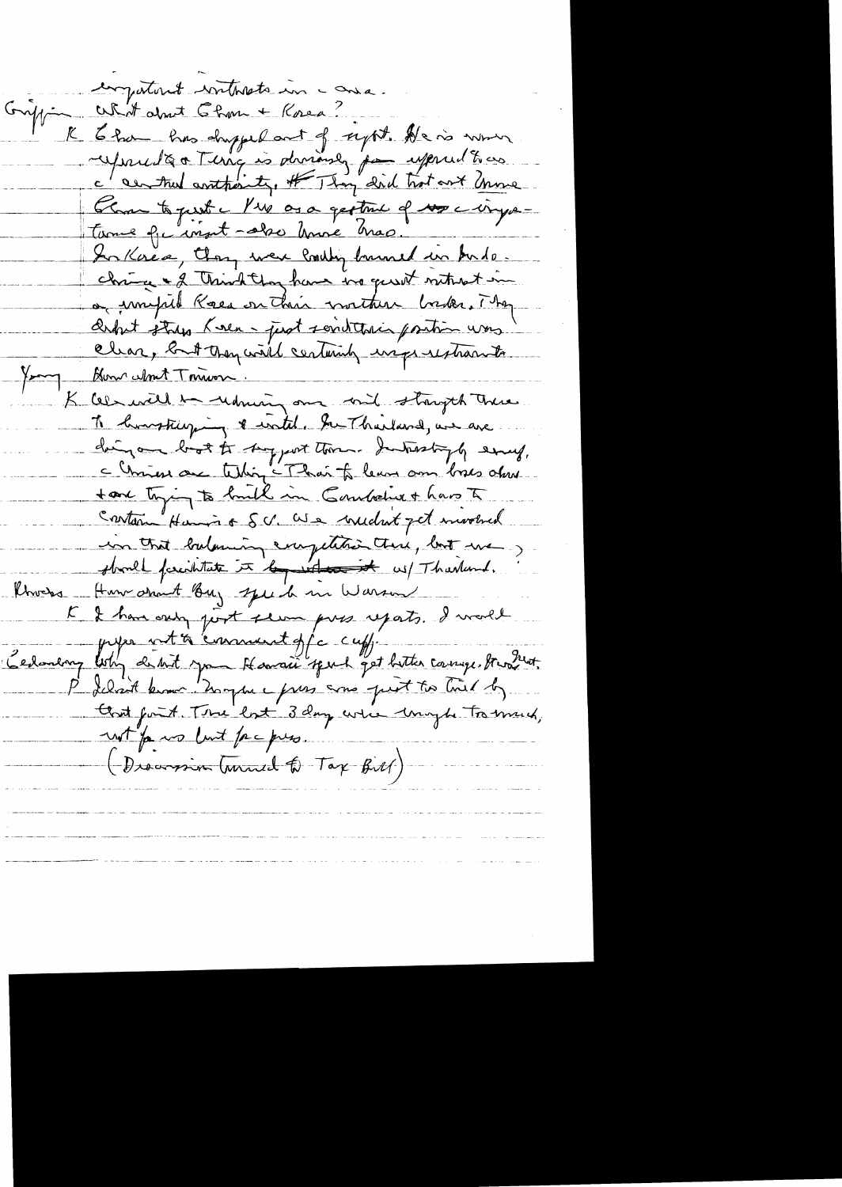important interests in the area.

Griffin — What about Chan + Korea?

K — Chan has dropped out of sight. He is more reserved to a Teng as obviously far reserved to as a central authority. They did not want Chou to get the Pres as a gesture of the importance of ... also more Mao.

In Korea, they were badly burned in Indo-china + I think they have no great interest in a unified Korea on their northern border. They didn't stress Korea — just said their position was clear, but they will certainly urge restraints.

Young — How about Taiwan.

K — We will be reducing our mil strength there to housekeeping + intel. In Thailand, we are doing our best to support them. Interestingly enough, the Chinese are telling the Thai to leave our bases alone + are trying to build in Cambodia + have to contain Hanoi + SV. We wouldn't get involved in that balancing competition there, but we should facilitate it w/ Thailand.

Rhodes — How about Bu[?] speech in Warsaw

K — I have only just seen press reports. I would prefer not to comment off the cuff.

Cederberg — Why didn't your Hawaii speech get better coverage. It was great.

P — I don't know. Maybe the press was just too tired by that point. The last 3 days were maybe too much, not for us but for the press.

(Discussion turned to Tax Bill)